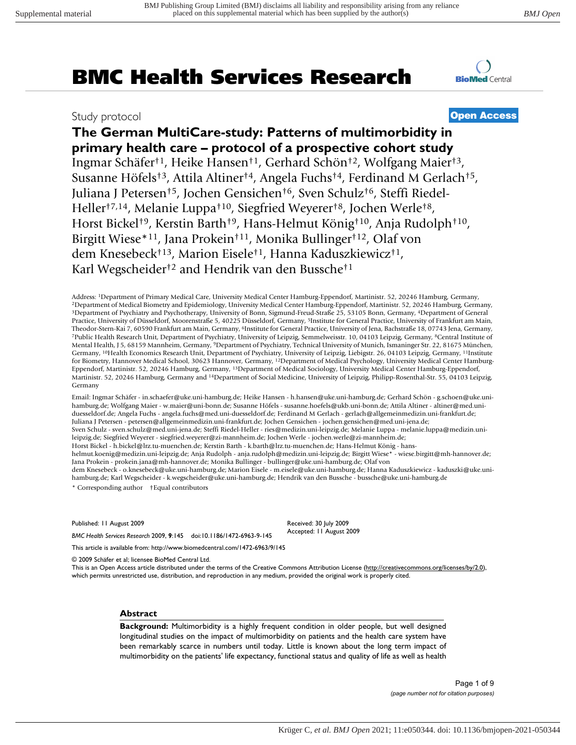# BMC Health Services Research

Study protocol

**Open Access**

## The German MultiCare-study: Patterns of multimorbidity in primary health care – protocol of a prospective cohort study

Ingmar Schäfer[†1], Heike Hansen[†1], Gerhard Schön[†2], Wolfgang Maier[†3], Susanne Höfels[†3], Attila Altiner[†4], Angela Fuchs[†4], Ferdinand M Gerlach[†5], Juliana J Petersen[†5], Jochen Gensichen[†6], Sven Schulz[†6], Steffi Riedel-Heller[†7,14], Melanie Luppa[†10], Siegfried Weyerer[†8], Jochen Werle[†8], Horst Bickel[†9], Kerstin Barth[†9], Hans-Helmut König[†10], Anja Rudolph[†10], Birgitt Wiese*[11], Jana Prokein[†11], Monika Bullinger[†12], Olaf von dem Knesebeck[†13], Marion Eisele[†1], Hanna Kaduszkiewicz[†1], Karl Wegscheider[†2] and Hendrik van den Bussche[†1]

Address: [1]Department of Primary Medical Care, University Medical Center Hamburg-Eppendorf, Martinistr. 52, 20246 Hamburg, Germany, [2]Department of Medical Biometry and Epidemiology, University Medical Center Hamburg-Eppendorf, Martinistr. 52, 20246 Hamburg, Germany, [3]Department of Psychiatry and Psychotherapy, University of Bonn, Sigmund-Freud-Straße 25, 53105 Bonn, Germany, [4]Department of General Practice, University of Düsseldorf, Moorenstraße 5, 40225 Düsseldorf, Germany, [5]Institute for General Practice, University of Frankfurt am Main, Theodor-Stern-Kai 7, 60590 Frankfurt am Main, Germany, [6]Institute for General Practice, University of Jena, Bachstraße 18, 07743 Jena, Germany, [7]Public Health Research Unit, Department of Psychiatry, University of Leipzig, Semmelweisstr. 10, 04103 Leipzig, Germany, [8]Central Institute of Mental Health, J 5, 68159 Mannheim, Germany, [9]Department of Psychiatry, Technical University of Munich, Ismaninger Str. 22, 81675 München, Germany, [10]Health Economics Research Unit, Department of Psychiatry, University of Leipzig, Liebigstr. 26, 04103 Leipzig, Germany, [11]Institute for Biometry, Hannover Medical School, 30623 Hannover, Germany, [12]Department of Medical Psychology, University Medical Center Hamburg-Eppendorf, Martinistr. 52, 20246 Hamburg, Germany, [13]Department of Medical Sociology, University Medical Center Hamburg-Eppendorf, Martinistr. 52, 20246 Hamburg, Germany and [14]Department of Social Medicine, University of Leipzig, Philipp-Rosenthal-Str. 55, 04103 Leipzig, Germany

Email: Ingmar Schäfer - in.schaefer@uke.uni-hamburg.de; Heike Hansen - h.hansen@uke.uni-hamburg.de; Gerhard Schön - g.schoen@uke.uni-hamburg.de; Wolfgang Maier - w.maier@uni-bonn.de; Susanne Höfels - susanne.hoefels@ukb.uni-bonn.de; Attila Altiner - altiner@med.uni-duesseldorf.de; Angela Fuchs - angela.fuchs@med.uni-duesseldorf.de; Ferdinand M Gerlach - gerlach@allgemeinmedizin.uni-frankfurt.de; Juliana J Petersen - petersen@allgemeinmedizin.uni-frankfurt.de; Jochen Gensichen - jochen.gensichen@med.uni-jena.de; Sven Schulz - sven.schulz@med.uni-jena.de; Steffi Riedel-Heller - ries@medizin.uni-leipzig.de; Melanie Luppa - melanie.luppa@medizin.uni-leipzig.de; Siegfried Weyerer - siegfried.weyerer@zi-mannheim.de; Jochen Werle - jochen.werle@zi-mannheim.de; Horst Bickel - h.bickel@lrz.tu-muenchen.de; Kerstin Barth - k.barth@lrz.tu-muenchen.de; Hans-Helmut König - hans-helmut.koenig@medizin.uni-leipzig.de; Anja Rudolph - anja.rudolph@medizin.uni-leipzig.de; Birgitt Wiese* - wiese.birgitt@mh-hannover.de; Jana Prokein - prokein.jana@mh-hannover.de; Monika Bullinger - bullinger@uke.uni-hamburg.de; Olaf von dem Knesebeck - o.knesebeck@uke.uni-hamburg.de; Marion Eisele - m.eisele@uke.uni-hamburg.de; Hanna Kaduszkiewicz - kaduszki@uke.uni-hamburg.de; Karl Wegscheider - k.wegscheider@uke.uni-hamburg.de; Hendrik van den Bussche - bussche@uke.uni-hamburg.de

\* Corresponding author †Equal contributors

Published: 11 August 2009

*BMC Health Services Research* 2009, **9**:145 doi:10.1186/1472-6963-9-145

Received: 30 July 2009
Accepted: 11 August 2009

This article is available from: http://www.biomedcentral.com/1472-6963/9/145

© 2009 Schäfer et al; licensee BioMed Central Ltd.
This is an Open Access article distributed under the terms of the Creative Commons Attribution License (http://creativecommons.org/licenses/by/2.0), which permits unrestricted use, distribution, and reproduction in any medium, provided the original work is properly cited.

### Abstract

**Background:** Multimorbidity is a highly frequent condition in older people, but well designed longitudinal studies on the impact of multimorbidity on patients and the health care system have been remarkably scarce in numbers until today. Little is known about the long term impact of multimorbidity on the patients' life expectancy, functional status and quality of life as well as health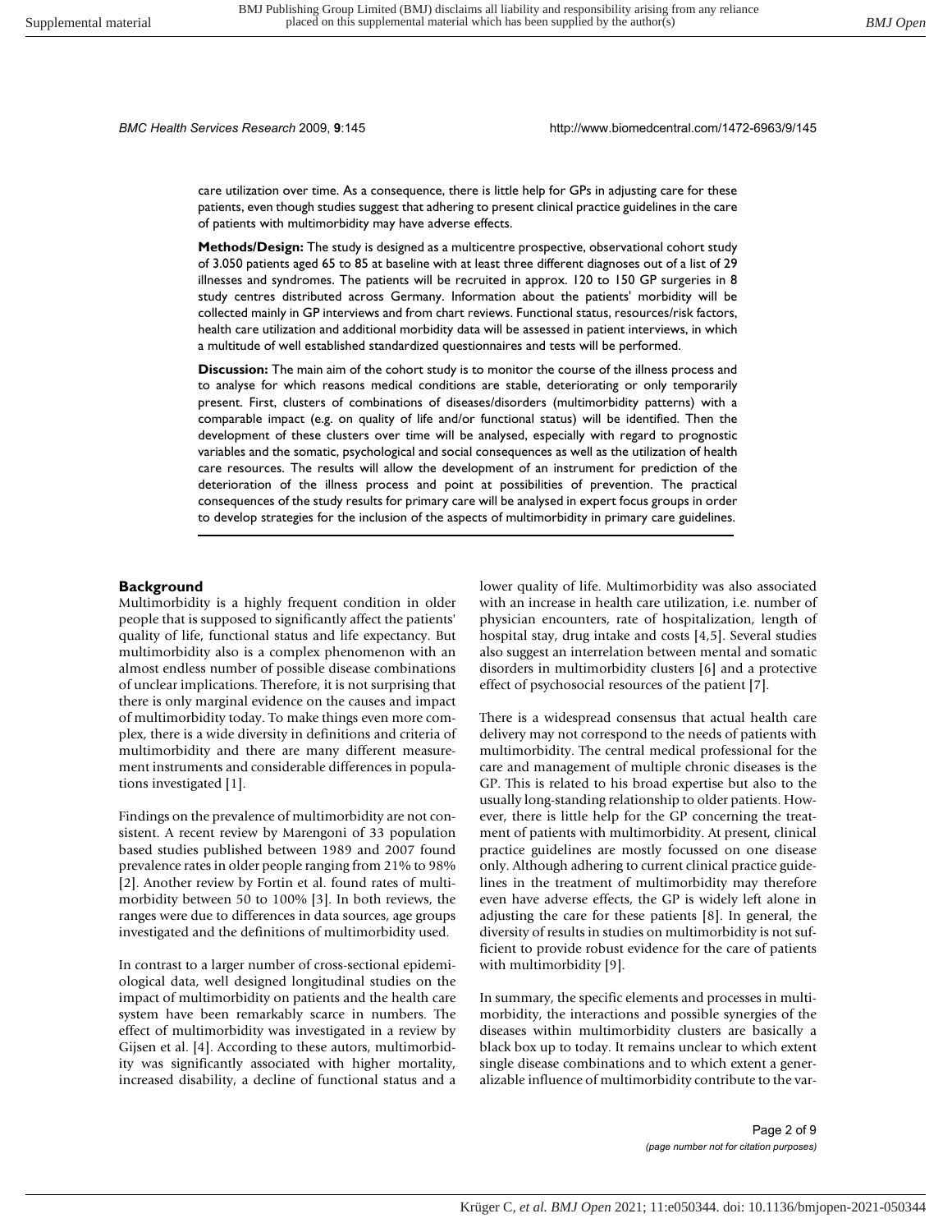care utilization over time. As a consequence, there is little help for GPs in adjusting care for these patients, even though studies suggest that adhering to present clinical practice guidelines in the care of patients with multimorbidity may have adverse effects.

**Methods/Design:** The study is designed as a multicentre prospective, observational cohort study of 3.050 patients aged 65 to 85 at baseline with at least three different diagnoses out of a list of 29 illnesses and syndromes. The patients will be recruited in approx. 120 to 150 GP surgeries in 8 study centres distributed across Germany. Information about the patients' morbidity will be collected mainly in GP interviews and from chart reviews. Functional status, resources/risk factors, health care utilization and additional morbidity data will be assessed in patient interviews, in which a multitude of well established standardized questionnaires and tests will be performed.

**Discussion:** The main aim of the cohort study is to monitor the course of the illness process and to analyse for which reasons medical conditions are stable, deteriorating or only temporarily present. First, clusters of combinations of diseases/disorders (multimorbidity patterns) with a comparable impact (e.g. on quality of life and/or functional status) will be identified. Then the development of these clusters over time will be analysed, especially with regard to prognostic variables and the somatic, psychological and social consequences as well as the utilization of health care resources. The results will allow the development of an instrument for prediction of the deterioration of the illness process and point at possibilities of prevention. The practical consequences of the study results for primary care will be analysed in expert focus groups in order to develop strategies for the inclusion of the aspects of multimorbidity in primary care guidelines.

## Background

Multimorbidity is a highly frequent condition in older people that is supposed to significantly affect the patients' quality of life, functional status and life expectancy. But multimorbidity also is a complex phenomenon with an almost endless number of possible disease combinations of unclear implications. Therefore, it is not surprising that there is only marginal evidence on the causes and impact of multimorbidity today. To make things even more complex, there is a wide diversity in definitions and criteria of multimorbidity and there are many different measurement instruments and considerable differences in populations investigated [1].

Findings on the prevalence of multimorbidity are not consistent. A recent review by Marengoni of 33 population based studies published between 1989 and 2007 found prevalence rates in older people ranging from 21% to 98% [2]. Another review by Fortin et al. found rates of multimorbidity between 50 to 100% [3]. In both reviews, the ranges were due to differences in data sources, age groups investigated and the definitions of multimorbidity used.

In contrast to a larger number of cross-sectional epidemiological data, well designed longitudinal studies on the impact of multimorbidity on patients and the health care system have been remarkably scarce in numbers. The effect of multimorbidity was investigated in a review by Gijsen et al. [4]. According to these autors, multimorbidity was significantly associated with higher mortality, increased disability, a decline of functional status and a lower quality of life. Multimorbidity was also associated with an increase in health care utilization, i.e. number of physician encounters, rate of hospitalization, length of hospital stay, drug intake and costs [4,5]. Several studies also suggest an interrelation between mental and somatic disorders in multimorbidity clusters [6] and a protective effect of psychosocial resources of the patient [7].

There is a widespread consensus that actual health care delivery may not correspond to the needs of patients with multimorbidity. The central medical professional for the care and management of multiple chronic diseases is the GP. This is related to his broad expertise but also to the usually long-standing relationship to older patients. However, there is little help for the GP concerning the treatment of patients with multimorbidity. At present, clinical practice guidelines are mostly focussed on one disease only. Although adhering to current clinical practice guidelines in the treatment of multimorbidity may therefore even have adverse effects, the GP is widely left alone in adjusting the care for these patients [8]. In general, the diversity of results in studies on multimorbidity is not sufficient to provide robust evidence for the care of patients with multimorbidity [9].

In summary, the specific elements and processes in multimorbidity, the interactions and possible synergies of the diseases within multimorbidity clusters are basically a black box up to today. It remains unclear to which extent single disease combinations and to which extent a generalizable influence of multimorbidity contribute to the var-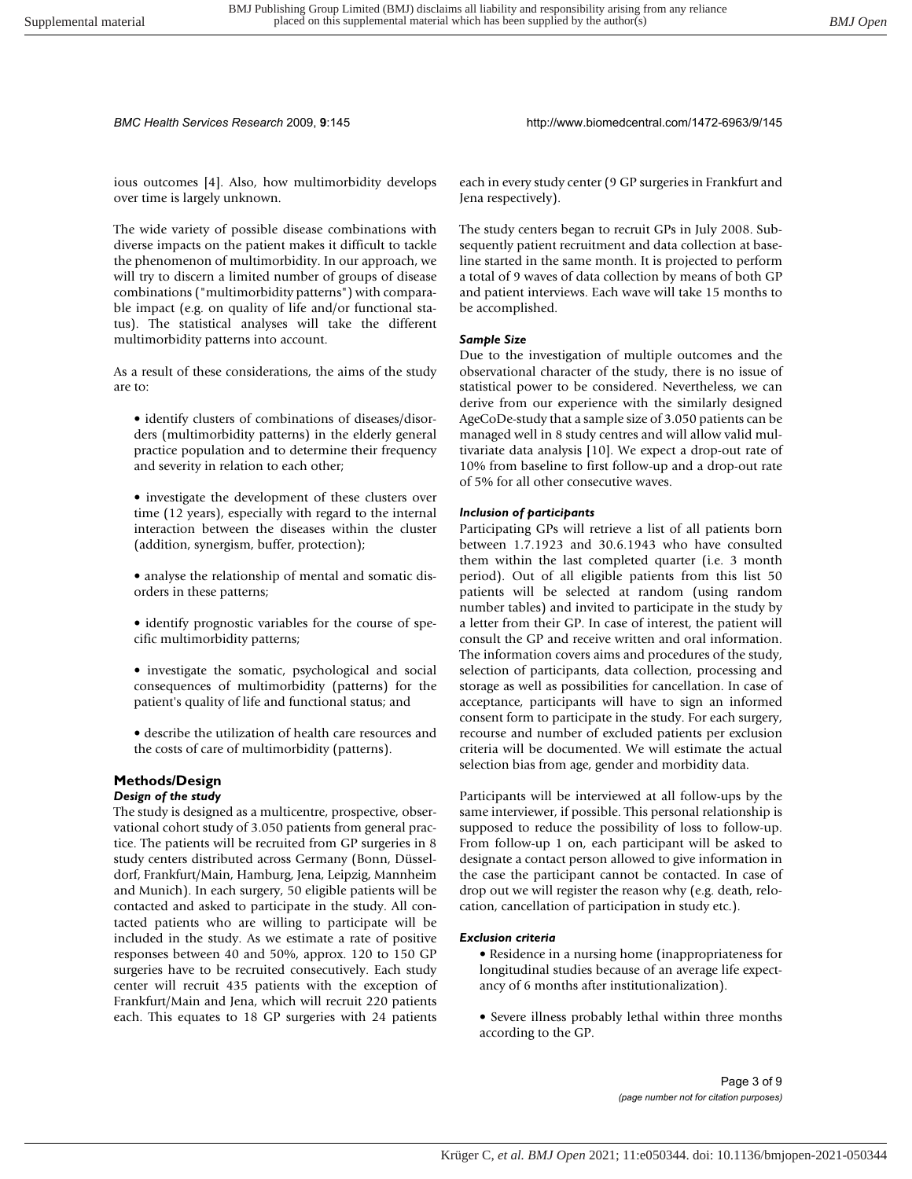ious outcomes [4]. Also, how multimorbidity develops over time is largely unknown.

The wide variety of possible disease combinations with diverse impacts on the patient makes it difficult to tackle the phenomenon of multimorbidity. In our approach, we will try to discern a limited number of groups of disease combinations ("multimorbidity patterns") with comparable impact (e.g. on quality of life and/or functional status). The statistical analyses will take the different multimorbidity patterns into account.

As a result of these considerations, the aims of the study are to:

- identify clusters of combinations of diseases/disorders (multimorbidity patterns) in the elderly general practice population and to determine their frequency and severity in relation to each other;
- investigate the development of these clusters over time (12 years), especially with regard to the internal interaction between the diseases within the cluster (addition, synergism, buffer, protection);
- analyse the relationship of mental and somatic disorders in these patterns;
- identify prognostic variables for the course of specific multimorbidity patterns;
- investigate the somatic, psychological and social consequences of multimorbidity (patterns) for the patient's quality of life and functional status; and
- describe the utilization of health care resources and the costs of care of multimorbidity (patterns).

## Methods/Design

### *Design of the study*

The study is designed as a multicentre, prospective, observational cohort study of 3.050 patients from general practice. The patients will be recruited from GP surgeries in 8 study centers distributed across Germany (Bonn, Düsseldorf, Frankfurt/Main, Hamburg, Jena, Leipzig, Mannheim and Munich). In each surgery, 50 eligible patients will be contacted and asked to participate in the study. All contacted patients who are willing to participate will be included in the study. As we estimate a rate of positive responses between 40 and 50%, approx. 120 to 150 GP surgeries have to be recruited consecutively. Each study center will recruit 435 patients with the exception of Frankfurt/Main and Jena, which will recruit 220 patients each. This equates to 18 GP surgeries with 24 patients each in every study center (9 GP surgeries in Frankfurt and Jena respectively).

The study centers began to recruit GPs in July 2008. Subsequently patient recruitment and data collection at baseline started in the same month. It is projected to perform a total of 9 waves of data collection by means of both GP and patient interviews. Each wave will take 15 months to be accomplished.

### *Sample Size*

Due to the investigation of multiple outcomes and the observational character of the study, there is no issue of statistical power to be considered. Nevertheless, we can derive from our experience with the similarly designed AgeCoDe-study that a sample size of 3.050 patients can be managed well in 8 study centres and will allow valid multivariate data analysis [10]. We expect a drop-out rate of 10% from baseline to first follow-up and a drop-out rate of 5% for all other consecutive waves.

### *Inclusion of participants*

Participating GPs will retrieve a list of all patients born between 1.7.1923 and 30.6.1943 who have consulted them within the last completed quarter (i.e. 3 month period). Out of all eligible patients from this list 50 patients will be selected at random (using random number tables) and invited to participate in the study by a letter from their GP. In case of interest, the patient will consult the GP and receive written and oral information. The information covers aims and procedures of the study, selection of participants, data collection, processing and storage as well as possibilities for cancellation. In case of acceptance, participants will have to sign an informed consent form to participate in the study. For each surgery, recourse and number of excluded patients per exclusion criteria will be documented. We will estimate the actual selection bias from age, gender and morbidity data.

Participants will be interviewed at all follow-ups by the same interviewer, if possible. This personal relationship is supposed to reduce the possibility of loss to follow-up. From follow-up 1 on, each participant will be asked to designate a contact person allowed to give information in the case the participant cannot be contacted. In case of drop out we will register the reason why (e.g. death, relocation, cancellation of participation in study etc.).

### *Exclusion criteria*

- Residence in a nursing home (inappropriateness for longitudinal studies because of an average life expectancy of 6 months after institutionalization).
- Severe illness probably lethal within three months according to the GP.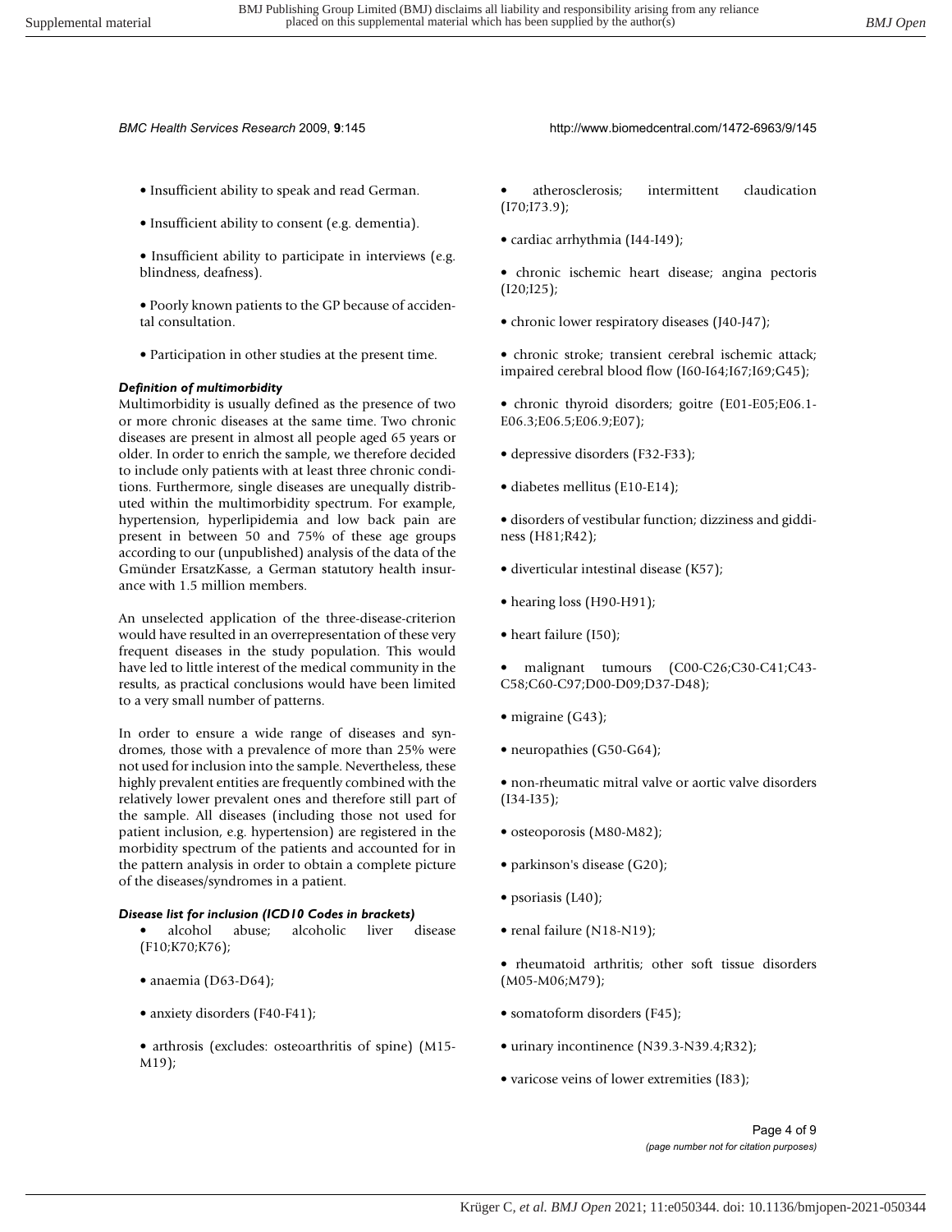- Insufficient ability to speak and read German.
- Insufficient ability to consent (e.g. dementia).
- Insufficient ability to participate in interviews (e.g. blindness, deafness).
- Poorly known patients to the GP because of accidental consultation.
- Participation in other studies at the present time.

### *Definition of multimorbidity*

Multimorbidity is usually defined as the presence of two or more chronic diseases at the same time. Two chronic diseases are present in almost all people aged 65 years or older. In order to enrich the sample, we therefore decided to include only patients with at least three chronic conditions. Furthermore, single diseases are unequally distributed within the multimorbidity spectrum. For example, hypertension, hyperlipidemia and low back pain are present in between 50 and 75% of these age groups according to our (unpublished) analysis of the data of the Gmünder ErsatzKasse, a German statutory health insurance with 1.5 million members.

An unselected application of the three-disease-criterion would have resulted in an overrepresentation of these very frequent diseases in the study population. This would have led to little interest of the medical community in the results, as practical conclusions would have been limited to a very small number of patterns.

In order to ensure a wide range of diseases and syndromes, those with a prevalence of more than 25% were not used for inclusion into the sample. Nevertheless, these highly prevalent entities are frequently combined with the relatively lower prevalent ones and therefore still part of the sample. All diseases (including those not used for patient inclusion, e.g. hypertension) are registered in the morbidity spectrum of the patients and accounted for in the pattern analysis in order to obtain a complete picture of the diseases/syndromes in a patient.

### *Disease list for inclusion (ICD10 Codes in brackets)*

- alcohol abuse; alcoholic liver disease (F10;K70;K76);
- anaemia (D63-D64);
- anxiety disorders (F40-F41);
- arthrosis (excludes: osteoarthritis of spine) (M15-M19);
- atherosclerosis; intermittent claudication (I70;I73.9);
- cardiac arrhythmia (I44-I49);
- chronic ischemic heart disease; angina pectoris (I20;I25);
- chronic lower respiratory diseases (J40-J47);
- chronic stroke; transient cerebral ischemic attack; impaired cerebral blood flow (I60-I64;I67;I69;G45);
- chronic thyroid disorders; goitre (E01-E05;E06.1-E06.3;E06.5;E06.9;E07);
- depressive disorders (F32-F33);
- diabetes mellitus (E10-E14);
- disorders of vestibular function; dizziness and giddiness (H81;R42);
- diverticular intestinal disease (K57);
- hearing loss (H90-H91);
- heart failure (I50);
- malignant tumours (C00-C26;C30-C41;C43-C58;C60-C97;D00-D09;D37-D48);
- migraine (G43);
- neuropathies (G50-G64);
- non-rheumatic mitral valve or aortic valve disorders (I34-I35);
- osteoporosis (M80-M82);
- parkinson's disease (G20);
- psoriasis (L40);
- renal failure (N18-N19);
- rheumatoid arthritis; other soft tissue disorders (M05-M06;M79);
- somatoform disorders (F45);
- urinary incontinence (N39.3-N39.4;R32);
- varicose veins of lower extremities (I83);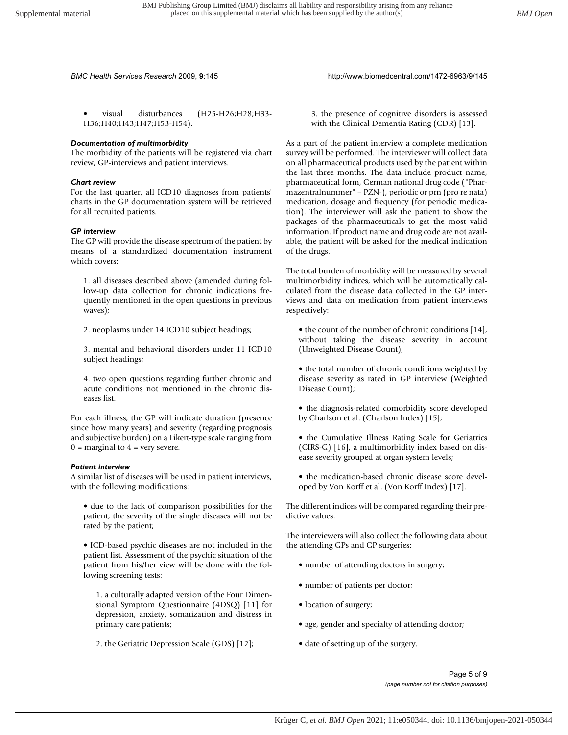- visual disturbances (H25-H26;H28;H33-H36;H40;H43;H47;H53-H54).

#### *Documentation of multimorbidity*

The morbidity of the patients will be registered via chart review, GP-interviews and patient interviews.

#### *Chart review*

For the last quarter, all ICD10 diagnoses from patients' charts in the GP documentation system will be retrieved for all recruited patients.

#### *GP interview*

The GP will provide the disease spectrum of the patient by means of a standardized documentation instrument which covers:

1. all diseases described above (amended during follow-up data collection for chronic indications frequently mentioned in the open questions in previous waves);

2. neoplasms under 14 ICD10 subject headings;

3. mental and behavioral disorders under 11 ICD10 subject headings;

4. two open questions regarding further chronic and acute conditions not mentioned in the chronic diseases list.

For each illness, the GP will indicate duration (presence since how many years) and severity (regarding prognosis and subjective burden) on a Likert-type scale ranging from 0 = marginal to 4 = very severe.

#### *Patient interview*

A similar list of diseases will be used in patient interviews, with the following modifications:

- due to the lack of comparison possibilities for the patient, the severity of the single diseases will not be rated by the patient;

- ICD-based psychic diseases are not included in the patient list. Assessment of the psychic situation of the patient from his/her view will be done with the following screening tests:

  1. a culturally adapted version of the Four Dimensional Symptom Questionnaire (4DSQ) [11] for depression, anxiety, somatization and distress in primary care patients;

  2. the Geriatric Depression Scale (GDS) [12];

  3. the presence of cognitive disorders is assessed with the Clinical Dementia Rating (CDR) [13].

As a part of the patient interview a complete medication survey will be performed. The interviewer will collect data on all pharmaceutical products used by the patient within the last three months. The data include product name, pharmaceutical form, German national drug code ("Pharmazentralnummer" – PZN-), periodic or prn (pro re nata) medication, dosage and frequency (for periodic medication). The interviewer will ask the patient to show the packages of the pharmaceuticals to get the most valid information. If product name and drug code are not available, the patient will be asked for the medical indication of the drugs.

The total burden of morbidity will be measured by several multimorbidity indices, which will be automatically calculated from the disease data collected in the GP interviews and data on medication from patient interviews respectively:

- the count of the number of chronic conditions [14], without taking the disease severity in account (Unweighted Disease Count);

- the total number of chronic conditions weighted by disease severity as rated in GP interview (Weighted Disease Count);

- the diagnosis-related comorbidity score developed by Charlson et al. (Charlson Index) [15];

- the Cumulative Illness Rating Scale for Geriatrics (CIRS-G) [16], a multimorbidity index based on disease severity grouped at organ system levels;

- the medication-based chronic disease score developed by Von Korff et al. (Von Korff Index) [17].

The different indices will be compared regarding their predictive values.

The interviewers will also collect the following data about the attending GPs and GP surgeries:

- number of attending doctors in surgery;

- number of patients per doctor;

- location of surgery;

- age, gender and specialty of attending doctor;

- date of setting up of the surgery.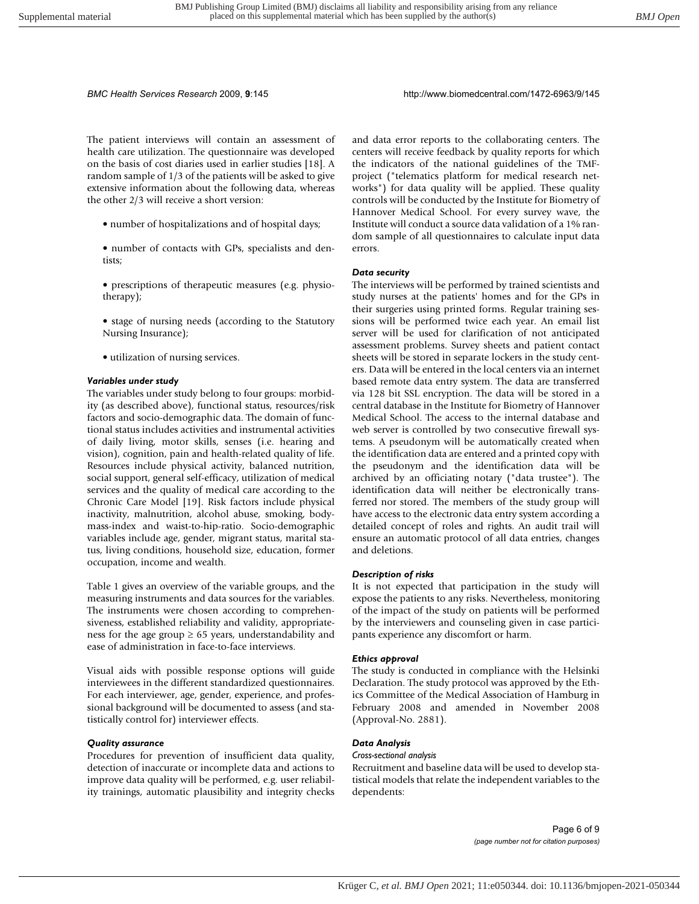The patient interviews will contain an assessment of health care utilization. The questionnaire was developed on the basis of cost diaries used in earlier studies [18]. A random sample of 1/3 of the patients will be asked to give extensive information about the following data, whereas the other 2/3 will receive a short version:

- number of hospitalizations and of hospital days;
- number of contacts with GPs, specialists and dentists;
- prescriptions of therapeutic measures (e.g. physiotherapy);
- stage of nursing needs (according to the Statutory Nursing Insurance);
- utilization of nursing services.

### *Variables under study*

The variables under study belong to four groups: morbidity (as described above), functional status, resources/risk factors and socio-demographic data. The domain of functional status includes activities and instrumental activities of daily living, motor skills, senses (i.e. hearing and vision), cognition, pain and health-related quality of life. Resources include physical activity, balanced nutrition, social support, general self-efficacy, utilization of medical services and the quality of medical care according to the Chronic Care Model [19]. Risk factors include physical inactivity, malnutrition, alcohol abuse, smoking, body-mass-index and waist-to-hip-ratio. Socio-demographic variables include age, gender, migrant status, marital status, living conditions, household size, education, former occupation, income and wealth.

Table 1 gives an overview of the variable groups, and the measuring instruments and data sources for the variables. The instruments were chosen according to comprehensiveness, established reliability and validity, appropriateness for the age group ≥ 65 years, understandability and ease of administration in face-to-face interviews.

Visual aids with possible response options will guide interviewees in the different standardized questionnaires. For each interviewer, age, gender, experience, and professional background will be documented to assess (and statistically control for) interviewer effects.

### *Quality assurance*

Procedures for prevention of insufficient data quality, detection of inaccurate or incomplete data and actions to improve data quality will be performed, e.g. user reliability trainings, automatic plausibility and integrity checks and data error reports to the collaborating centers. The centers will receive feedback by quality reports for which the indicators of the national guidelines of the TMF-project ("telematics platform for medical research networks") for data quality will be applied. These quality controls will be conducted by the Institute for Biometry of Hannover Medical School. For every survey wave, the Institute will conduct a source data validation of a 1% random sample of all questionnaires to calculate input data errors.

### *Data security*

The interviews will be performed by trained scientists and study nurses at the patients' homes and for the GPs in their surgeries using printed forms. Regular training sessions will be performed twice each year. An email list server will be used for clarification of not anticipated assessment problems. Survey sheets and patient contact sheets will be stored in separate lockers in the study centers. Data will be entered in the local centers via an internet based remote data entry system. The data are transferred via 128 bit SSL encryption. The data will be stored in a central database in the Institute for Biometry of Hannover Medical School. The access to the internal database and web server is controlled by two consecutive firewall systems. A pseudonym will be automatically created when the identification data are entered and a printed copy with the pseudonym and the identification data will be archived by an officiating notary ("data trustee"). The identification data will neither be electronically transferred nor stored. The members of the study group will have access to the electronic data entry system according a detailed concept of roles and rights. An audit trail will ensure an automatic protocol of all data entries, changes and deletions.

### *Description of risks*

It is not expected that participation in the study will expose the patients to any risks. Nevertheless, monitoring of the impact of the study on patients will be performed by the interviewers and counseling given in case participants experience any discomfort or harm.

### *Ethics approval*

The study is conducted in compliance with the Helsinki Declaration. The study protocol was approved by the Ethics Committee of the Medical Association of Hamburg in February 2008 and amended in November 2008 (Approval-No. 2881).

### *Data Analysis*

#### *Cross-sectional analysis*

Recruitment and baseline data will be used to develop statistical models that relate the independent variables to the dependents: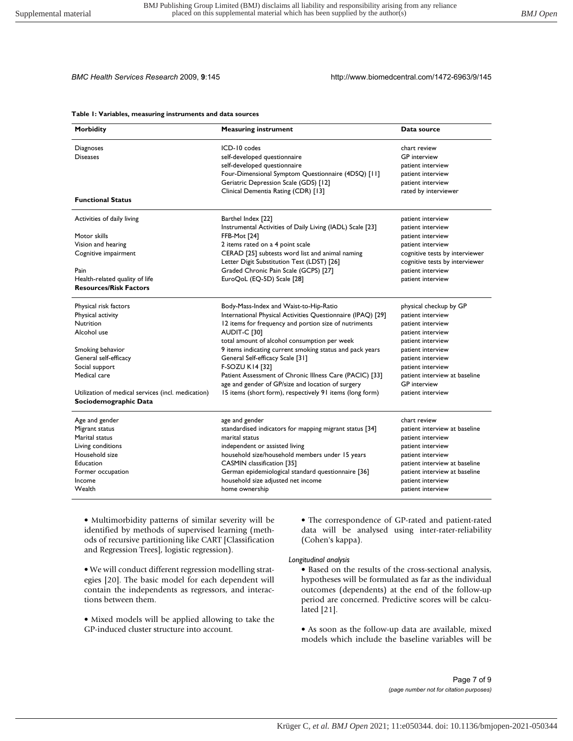**Table 1: Variables, measuring instruments and data sources**

| Morbidity | Measuring instrument | Data source |
|---|---|---|
| Diagnoses | ICD-10 codes | chart review |
| Diseases | self-developed questionnaire | GP interview |
| | self-developed questionnaire | patient interview |
| | Four-Dimensional Symptom Questionnaire (4DSQ) [11] | patient interview |
| | Geriatric Depression Scale (GDS) [12] | patient interview |
| | Clinical Dementia Rating (CDR) [13] | rated by interviewer |
| **Functional Status** | | |
| Activities of daily living | Barthel Index [22] | patient interview |
| | Instrumental Activities of Daily Living (IADL) Scale [23] | patient interview |
| Motor skills | FFB-Mot [24] | patient interview |
| Vision and hearing | 2 items rated on a 4 point scale | patient interview |
| Cognitive impairment | CERAD [25] subtests word list and animal naming | cognitive tests by interviewer |
| | Letter Digit Substitution Test (LDST) [26] | cognitive tests by interviewer |
| Pain | Graded Chronic Pain Scale (GCPS) [27] | patient interview |
| Health-related quality of life | EuroQoL (EQ-5D) Scale [28] | patient interview |
| **Resources/Risk Factors** | | |
| Physical risk factors | Body-Mass-Index and Waist-to-Hip-Ratio | physical checkup by GP |
| Physical activity | International Physical Activities Questionnaire (IPAQ) [29] | patient interview |
| Nutrition | 12 items for frequency and portion size of nutriments | patient interview |
| Alcohol use | AUDIT-C [30] | patient interview |
| | total amount of alcohol consumption per week | patient interview |
| Smoking behavior | 9 items indicating current smoking status and pack years | patient interview |
| General self-efficacy | General Self-efficacy Scale [31] | patient interview |
| Social support | F-SOZU K14 [32] | patient interview |
| Medical care | Patient Assessment of Chronic Illness Care (PACIC) [33] | patient interview at baseline |
| | age and gender of GP/size and location of surgery | GP interview |
| Utilization of medical services (incl. medication) | 15 items (short form), respectively 91 items (long form) | patient interview |
| **Sociodemographic Data** | | |
| Age and gender | age and gender | chart review |
| Migrant status | standardised indicators for mapping migrant status [34] | patient interview at baseline |
| Marital status | marital status | patient interview |
| Living conditions | independent or assisted living | patient interview |
| Household size | household size/household members under 15 years | patient interview |
| Education | CASMIN classification [35] | patient interview at baseline |
| Former occupation | German epidemiological standard questionnaire [36] | patient interview at baseline |
| Income | household size adjusted net income | patient interview |
| Wealth | home ownership | patient interview |

- Multimorbidity patterns of similar severity will be identified by methods of supervised learning (methods of recursive partitioning like CART [Classification and Regression Trees], logistic regression).

- We will conduct different regression modelling strategies [20]. The basic model for each dependent will contain the independents as regressors, and interactions between them.

- Mixed models will be applied allowing to take the GP-induced cluster structure into account.

- The correspondence of GP-rated and patient-rated data will be analysed using inter-rater-reliability (Cohen's kappa).

*Longitudinal analysis*

- Based on the results of the cross-sectional analysis, hypotheses will be formulated as far as the individual outcomes (dependents) at the end of the follow-up period are concerned. Predictive scores will be calculated [21].

- As soon as the follow-up data are available, mixed models which include the baseline variables will be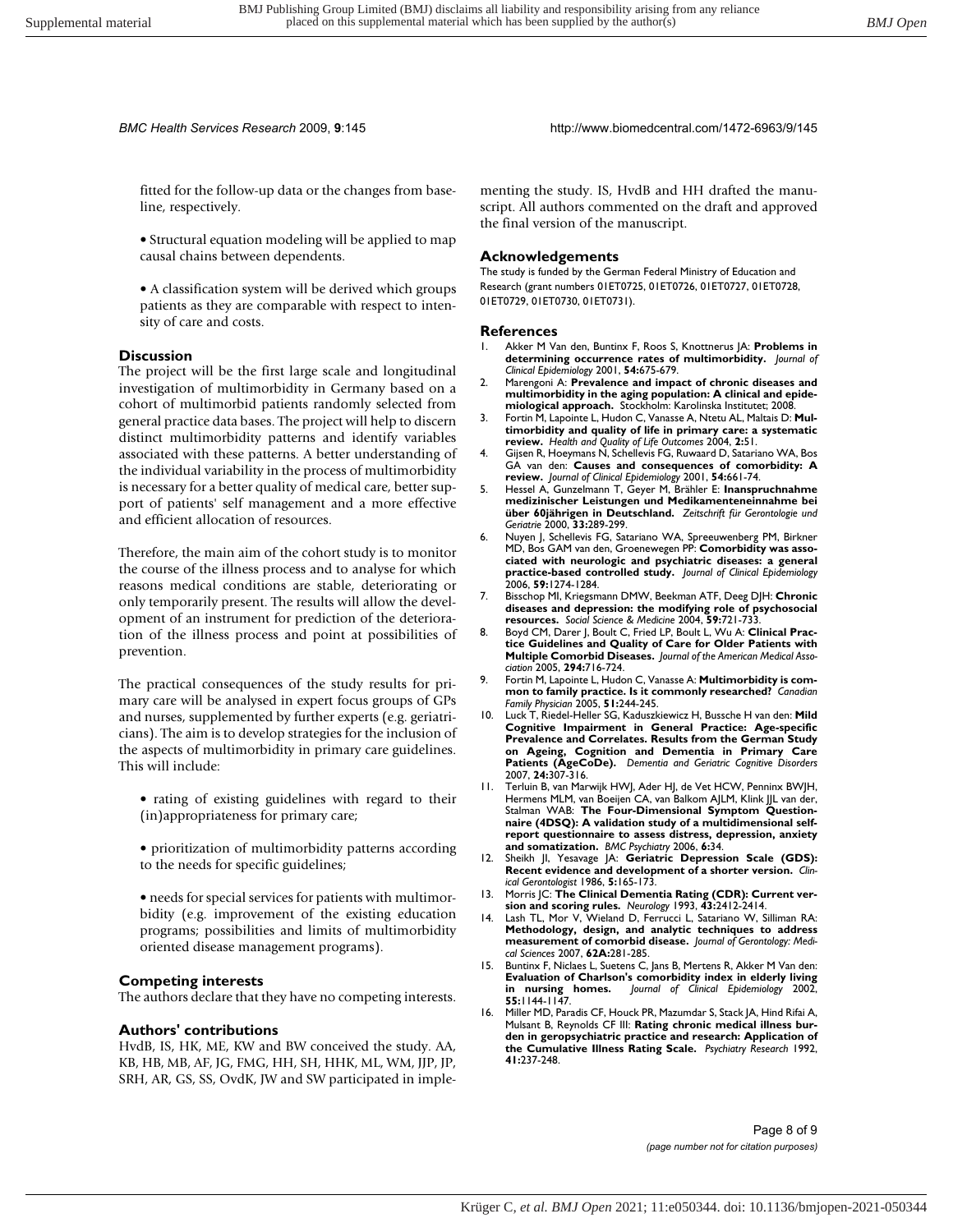fitted for the follow-up data or the changes from baseline, respectively.

- Structural equation modeling will be applied to map causal chains between dependents.

- A classification system will be derived which groups patients as they are comparable with respect to intensity of care and costs.

## Discussion

The project will be the first large scale and longitudinal investigation of multimorbidity in Germany based on a cohort of multimorbid patients randomly selected from general practice data bases. The project will help to discern distinct multimorbidity patterns and identify variables associated with these patterns. A better understanding of the individual variability in the process of multimorbidity is necessary for a better quality of medical care, better support of patients' self management and a more effective and efficient allocation of resources.

Therefore, the main aim of the cohort study is to monitor the course of the illness process and to analyse for which reasons medical conditions are stable, deteriorating or only temporarily present. The results will allow the development of an instrument for prediction of the deterioration of the illness process and point at possibilities of prevention.

The practical consequences of the study results for primary care will be analysed in expert focus groups of GPs and nurses, supplemented by further experts (e.g. geriatricians). The aim is to develop strategies for the inclusion of the aspects of multimorbidity in primary care guidelines. This will include:

- rating of existing guidelines with regard to their (in)appropriateness for primary care;

- prioritization of multimorbidity patterns according to the needs for specific guidelines;

- needs for special services for patients with multimorbidity (e.g. improvement of the existing education programs; possibilities and limits of multimorbidity oriented disease management programs).

## Competing interests

The authors declare that they have no competing interests.

## Authors' contributions

HvdB, IS, HK, ME, KW and BW conceived the study. AA, KB, HB, MB, AF, JG, FMG, HH, SH, HHK, ML, WM, JJP, JP, SRH, AR, GS, SS, OvdK, JW and SW participated in implementing the study. IS, HvdB and HH drafted the manuscript. All authors commented on the draft and approved the final version of the manuscript.

## Acknowledgements

The study is funded by the German Federal Ministry of Education and Research (grant numbers 01ET0725, 01ET0726, 01ET0727, 01ET0728, 01ET0729, 01ET0730, 01ET0731).

## References

1. Akker M Van den, Buntinx F, Roos S, Knottnerus JA: **Problems in determining occurrence rates of multimorbidity.** *Journal of Clinical Epidemiology* 2001, **54:**675-679.
2. Marengoni A: **Prevalence and impact of chronic diseases and multimorbidity in the aging population: A clinical and epidemiological approach.** Stockholm: Karolinska Institutet; 2008.
3. Fortin M, Lapointe L, Hudon C, Vanasse A, Ntetu AL, Maltais D: **Multimorbidity and quality of life in primary care: a systematic review.** *Health and Quality of Life Outcomes* 2004, **2:**51.
4. Gijsen R, Hoeymans N, Schellevis FG, Ruwaard D, Satariano WA, Bos GA van den: **Causes and consequences of comorbidity: A review.** *Journal of Clinical Epidemiology* 2001, **54:**661-74.
5. Hessel A, Gunzelmann T, Geyer M, Brähler E: **Inanspruchnahme medizinischer Leistungen und Medikamenteneinnahme bei über 60jährigen in Deutschland.** *Zeitschrift für Gerontologie und Geriatrie* 2000, **33:**289-299.
6. Nuyen J, Schellevis FG, Satariano WA, Spreeuwenberg PM, Birkner MD, Bos GAM van den, Groenewegen PP: **Comorbidity was associated with neurologic and psychiatric diseases: a general practice-based controlled study.** *Journal of Clinical Epidemiology* 2006, **59:**1274-1284.
7. Bisschop MI, Kriegsmann DMW, Beekman ATF, Deeg DJH: **Chronic diseases and depression: the modifying role of psychosocial resources.** *Social Science & Medicine* 2004, **59:**721-733.
8. Boyd CM, Darer J, Boult C, Fried LP, Boult L, Wu A: **Clinical Practice Guidelines and Quality of Care for Older Patients with Multiple Comorbid Diseases.** *Journal of the American Medical Association* 2005, **294:**716-724.
9. Fortin M, Lapointe L, Hudon C, Vanasse A: **Multimorbidity is common to family practice. Is it commonly researched?** *Canadian Family Physician* 2005, **51:**244-245.
10. Luck T, Riedel-Heller SG, Kaduszkiewicz H, Bussche H van den: **Mild Cognitive Impairment in General Practice: Age-specific Prevalence and Correlates. Results from the German Study on Ageing, Cognition and Dementia in Primary Care Patients (AgeCoDe).** *Dementia and Geriatric Cognitive Disorders* 2007, **24:**307-316.
11. Terluin B, van Marwijk HWJ, Ader HJ, de Vet HCW, Penninx BWJH, Hermens MLM, van Boeijen CA, van Balkom AJLM, Klink JJL van der, Stalman WAB: **The Four-Dimensional Symptom Questionnaire (4DSQ): A validation study of a multidimensional self-report questionnaire to assess distress, depression, anxiety and somatization.** *BMC Psychiatry* 2006, **6:**34.
12. Sheikh JI, Yesavage JA: **Geriatric Depression Scale (GDS): Recent evidence and development of a shorter version.** *Clinical Gerontologist* 1986, **5:**165-173.
13. Morris JC: **The Clinical Dementia Rating (CDR): Current version and scoring rules.** *Neurology* 1993, **43:**2412-2414.
14. Lash TL, Mor V, Wieland D, Ferrucci L, Satariano W, Silliman RA: **Methodology, design, and analytic techniques to address measurement of comorbid disease.** *Journal of Gerontology: Medical Sciences* 2007, **62A:**281-285.
15. Buntinx F, Niclaes L, Suetens C, Jans B, Mertens R, Akker M Van den: **Evaluation of Charlson's comorbidity index in elderly living in nursing homes.** *Journal of Clinical Epidemiology* 2002, **55:**1144-1147.
16. Miller MD, Paradis CF, Houck PR, Mazumdar S, Stack JA, Hind Rifai A, Mulsant B, Reynolds CF III: **Rating chronic medical illness burden in geropsychiatric practice and research: Application of the Cumulative Illness Rating Scale.** *Psychiatry Research* 1992, **41:**237-248.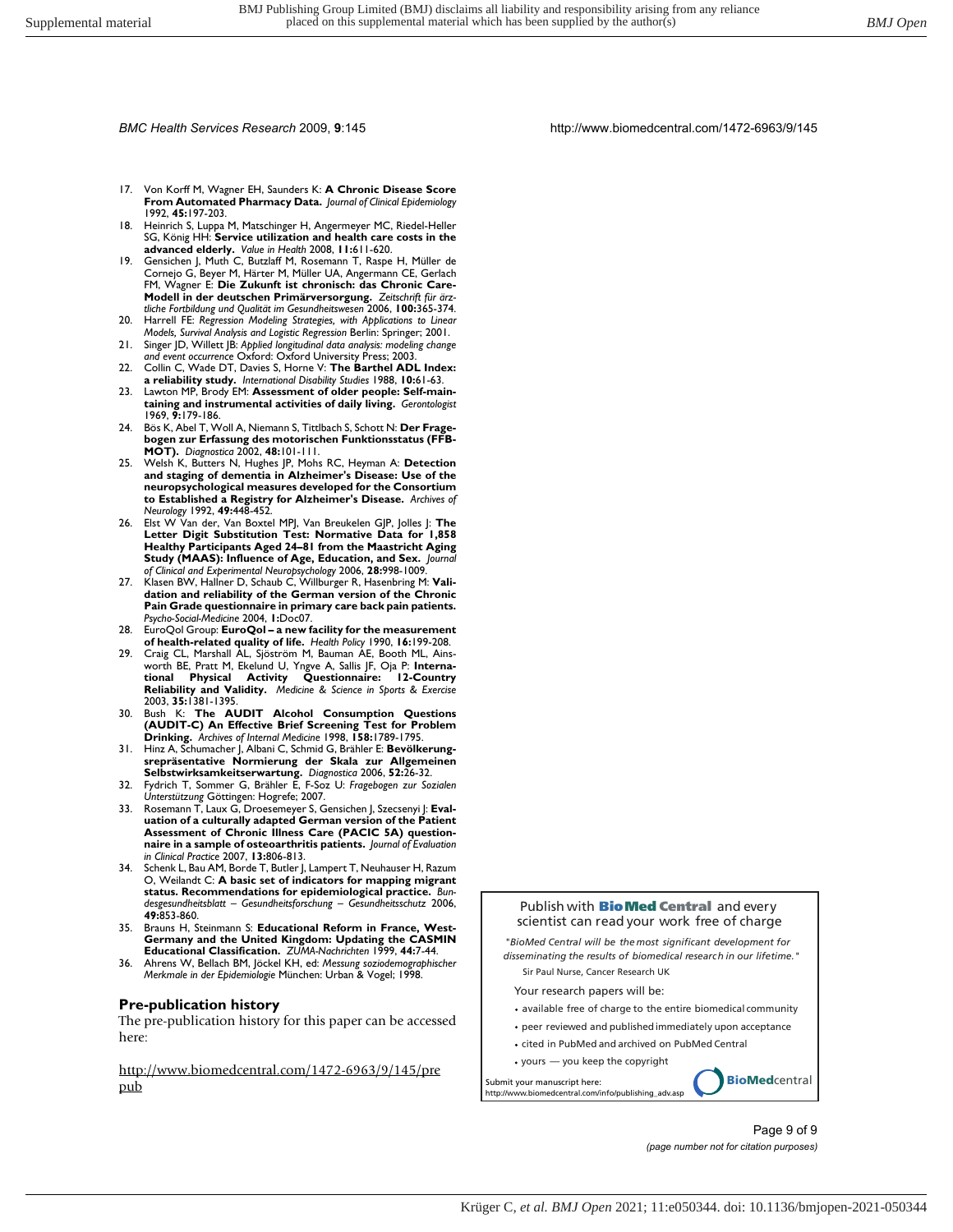17. Von Korff M, Wagner EH, Saunders K: **A Chronic Disease Score From Automated Pharmacy Data.** *Journal of Clinical Epidemiology* 1992, **45:**197-203.
18. Heinrich S, Luppa M, Matschinger H, Angermeyer MC, Riedel-Heller SG, König HH: **Service utilization and health care costs in the advanced elderly.** *Value in Health* 2008, **11:**611-620.
19. Gensichen J, Muth C, Butzlaff M, Rosemann T, Raspe H, Müller de Cornejo G, Beyer M, Härter M, Müller UA, Angermann CE, Gerlach FM, Wagner E: **Die Zukunft ist chronisch: das Chronic Care-Modell in der deutschen Primärversorgung.** *Zeitschrift für ärztliche Fortbildung und Qualität im Gesundheitswesen* 2006, **100:**365-374.
20. Harrell FE: *Regression Modeling Strategies, with Applications to Linear Models, Survival Analysis and Logistic Regression* Berlin: Springer; 2001.
21. Singer JD, Willett JB: *Applied longitudinal data analysis: modeling change and event occurrence* Oxford: Oxford University Press; 2003.
22. Collin C, Wade DT, Davies S, Horne V: **The Barthel ADL Index: a reliability study.** *International Disability Studies* 1988, **10:**61-63.
23. Lawton MP, Brody EM: **Assessment of older people: Self-maintaining and instrumental activities of daily living.** *Gerontologist* 1969, **9:**179-186.
24. Bös K, Abel T, Woll A, Niemann S, Tittlbach S, Schott N: **Der Fragebogen zur Erfassung des motorischen Funktionsstatus (FFB-MOT).** *Diagnostica* 2002, **48:**101-111.
25. Welsh K, Butters N, Hughes JP, Mohs RC, Heyman A: **Detection and staging of dementia in Alzheimer's Disease: Use of the neuropsychological measures developed for the Consortium to Established a Registry for Alzheimer's Disease.** *Archives of Neurology* 1992, **49:**448-452.
26. Elst W Van der, Van Boxtel MPJ, Van Breukelen GJP, Jolles J: **The Letter Digit Substitution Test: Normative Data for 1,858 Healthy Participants Aged 24–81 from the Maastricht Aging Study (MAAS): Influence of Age, Education, and Sex.** *Journal of Clinical and Experimental Neuropsychology* 2006, **28:**998-1009.
27. Klasen BW, Hallner D, Schaub C, Willburger R, Hasenbring M: **Validation and reliability of the German version of the Chronic Pain Grade questionnaire in primary care back pain patients.** *Psycho-Social-Medicine* 2004, **1:**Doc07.
28. EuroQol Group: **EuroQol – a new facility for the measurement of health-related quality of life.** *Health Policy* 1990, **16:**199-208.
29. Craig CL, Marshall AL, Sjöström M, Bauman AE, Booth ML, Ainsworth BE, Pratt M, Ekelund U, Yngve A, Sallis JF, Oja P: **International Physical Activity Questionnaire: 12-Country Reliability and Validity.** *Medicine & Science in Sports & Exercise* 2003, **35:**1381-1395.
30. Bush K: **The AUDIT Alcohol Consumption Questions (AUDIT-C) An Effective Brief Screening Test for Problem Drinking.** *Archives of Internal Medicine* 1998, **158:**1789-1795.
31. Hinz A, Schumacher J, Albani C, Schmid G, Brähler E: **Bevölkerungsrepräsentative Normierung der Skala zur Allgemeinen Selbstwirksamkeitserwartung.** *Diagnostica* 2006, **52:**26-32.
32. Fydrich T, Sommer G, Brähler E, F-Soz U: *Fragebogen zur Sozialen Unterstützung* Göttingen: Hogrefe; 2007.
33. Rosemann T, Laux G, Droesemeyer S, Gensichen J, Szecsenyi J: **Evaluation of a culturally adapted German version of the Patient Assessment of Chronic Illness Care (PACIC 5A) questionnaire in a sample of osteoarthritis patients.** *Journal of Evaluation in Clinical Practice* 2007, **13:**806-813.
34. Schenk L, Bau AM, Borde T, Butler J, Lampert T, Neuhauser H, Razum O, Weilandt C: **A basic set of indicators for mapping migrant status. Recommendations for epidemiological practice.** *Bundesgesundheitsblatt – Gesundheitsforschung – Gesundheitsschutz* 2006, **49:**853-860.
35. Brauns H, Steinmann S: **Educational Reform in France, West-Germany and the United Kingdom: Updating the CASMIN Educational Classification.** *ZUMA-Nachrichten* 1999, **44:**7-44.
36. Ahrens W, Bellach BM, Jöckel KH, ed: *Messung soziodemographischer Merkmale in der Epidemiologie* München: Urban & Vogel; 1998.

## Pre-publication history

The pre-publication history for this paper can be accessed here:

http://www.biomedcentral.com/1472-6963/9/145/prepub

Publish with **BioMed Central** and every scientist can read your work free of charge

*"BioMed Central will be the most significant development for disseminating the results of biomedical research in our lifetime."*

Sir Paul Nurse, Cancer Research UK

Your research papers will be:

- available free of charge to the entire biomedical community
- peer reviewed and published immediately upon acceptance
- cited in PubMed and archived on PubMed Central
- yours — you keep the copyright

Submit your manuscript here:
http://www.biomedcentral.com/info/publishing_adv.asp

BioMedcentral